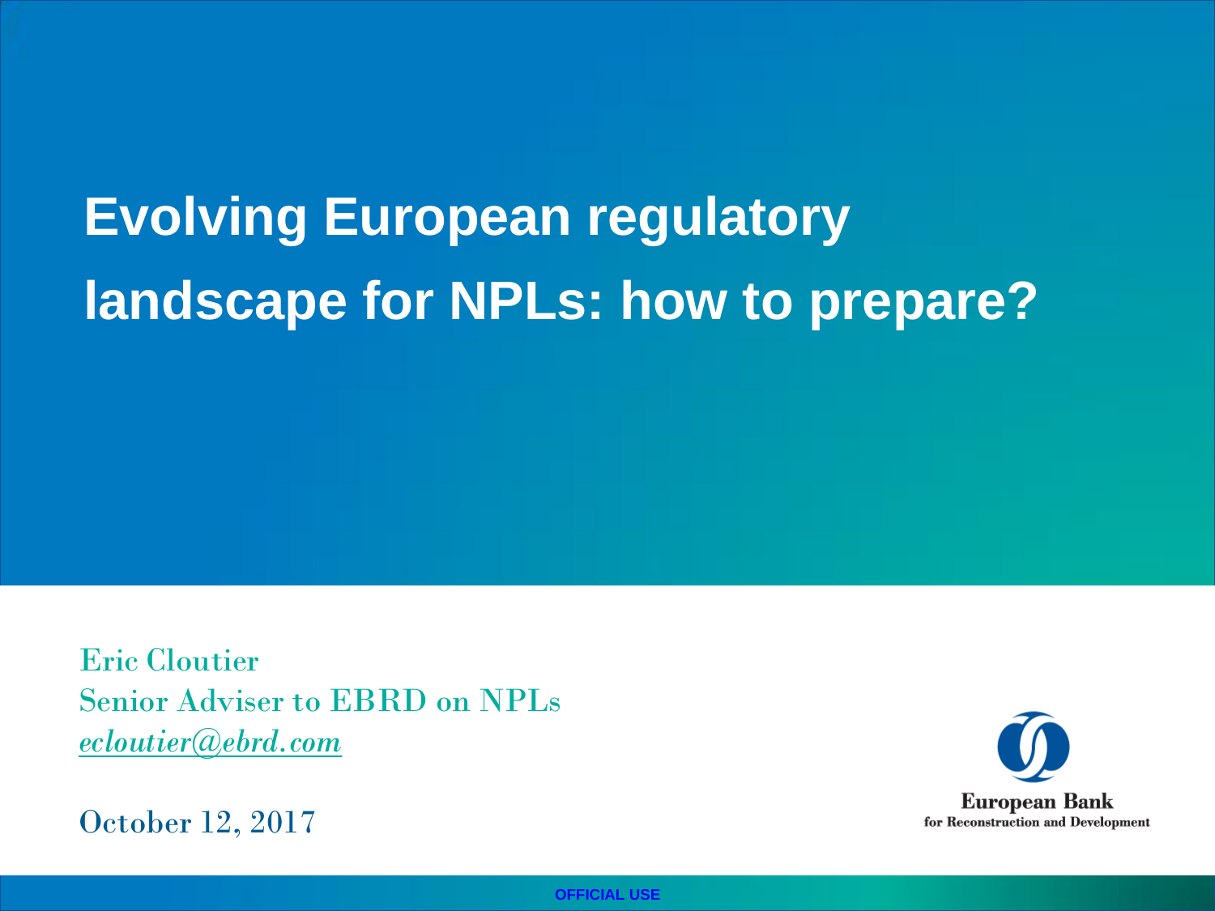# Evolving European regulatory landscape for NPLs: how to prepare?

Eric Cloutier
Senior Adviser to EBRD on NPLs
*ecloutier@ebrd.com*

October 12, 2017

European Bank
for Reconstruction and Development

OFFICIAL USE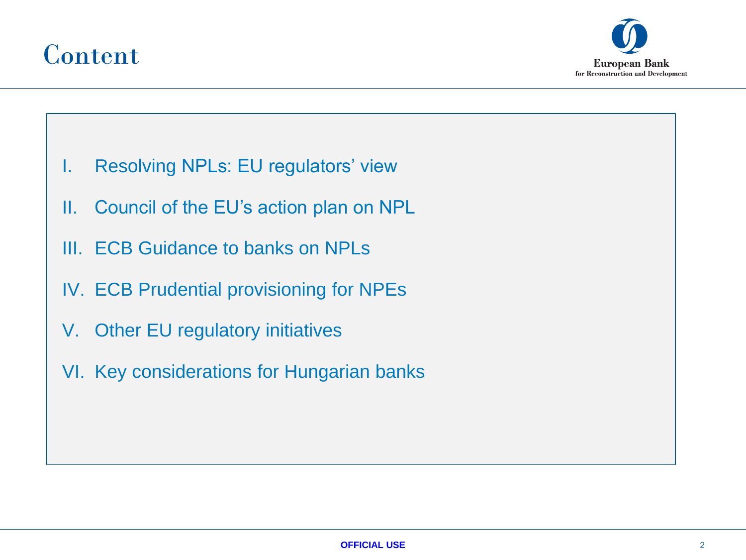# Content

I. Resolving NPLs: EU regulators' view

II. Council of the EU's action plan on NPL

III. ECB Guidance to banks on NPLs

IV. ECB Prudential provisioning for NPEs

V. Other EU regulatory initiatives

VI. Key considerations for Hungarian banks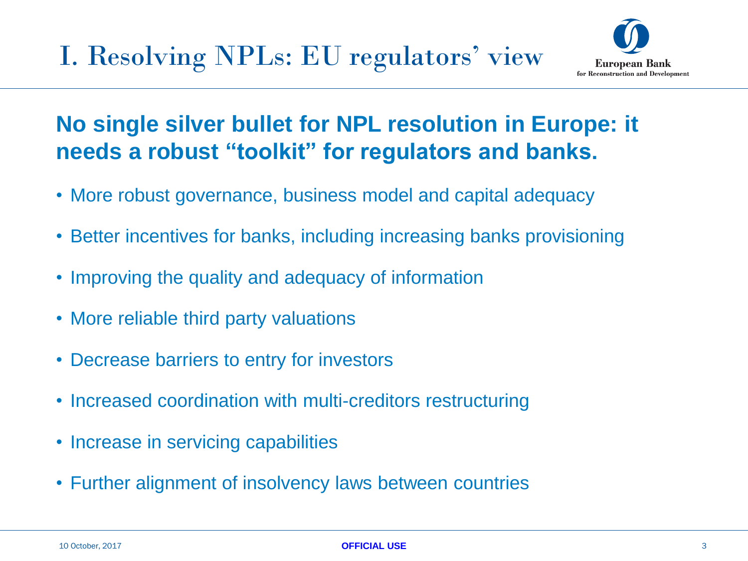# I. Resolving NPLs: EU regulators' view

## No single silver bullet for NPL resolution in Europe: it needs a robust "toolkit" for regulators and banks.

- More robust governance, business model and capital adequacy
- Better incentives for banks, including increasing banks provisioning
- Improving the quality and adequacy of information
- More reliable third party valuations
- Decrease barriers to entry for investors
- Increased coordination with multi-creditors restructuring
- Increase in servicing capabilities
- Further alignment of insolvency laws between countries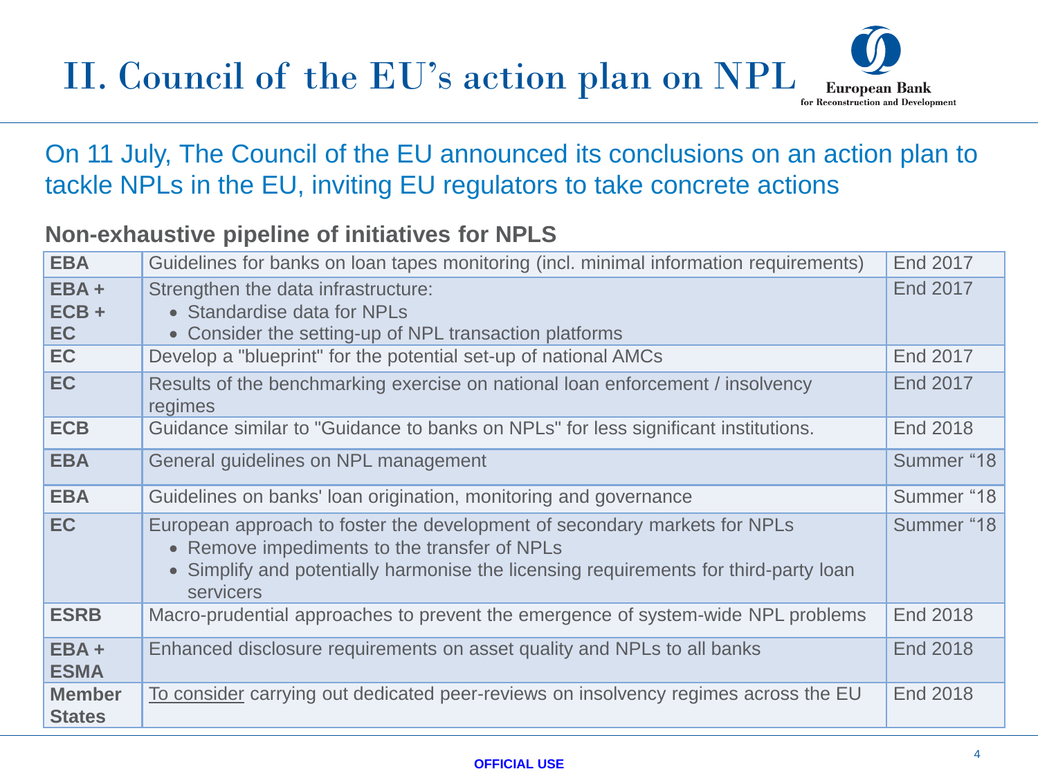# II. Council of the EU's action plan on NPL

On 11 July, The Council of the EU announced its conclusions on an action plan to tackle NPLs in the EU, inviting EU regulators to take concrete actions

**Non-exhaustive pipeline of initiatives for NPLS**

| | | |
|---|---|---|
| **EBA** | Guidelines for banks on loan tapes monitoring (incl. minimal information requirements) | End 2017 |
| **EBA + ECB + EC** | Strengthen the data infrastructure:<br>• Standardise data for NPLs<br>• Consider the setting-up of NPL transaction platforms | End 2017 |
| **EC** | Develop a "blueprint" for the potential set-up of national AMCs | End 2017 |
| **EC** | Results of the benchmarking exercise on national loan enforcement / insolvency regimes | End 2017 |
| **ECB** | Guidance similar to "Guidance to banks on NPLs" for less significant institutions. | End 2018 |
| **EBA** | General guidelines on NPL management | Summer "18 |
| **EBA** | Guidelines on banks' loan origination, monitoring and governance | Summer "18 |
| **EC** | European approach to foster the development of secondary markets for NPLs<br>• Remove impediments to the transfer of NPLs<br>• Simplify and potentially harmonise the licensing requirements for third-party loan servicers | Summer "18 |
| **ESRB** | Macro-prudential approaches to prevent the emergence of system-wide NPL problems | End 2018 |
| **EBA + ESMA** | Enhanced disclosure requirements on asset quality and NPLs to all banks | End 2018 |
| **Member States** | <u>To consider</u> carrying out dedicated peer-reviews on insolvency regimes across the EU | End 2018 |

OFFICIAL USE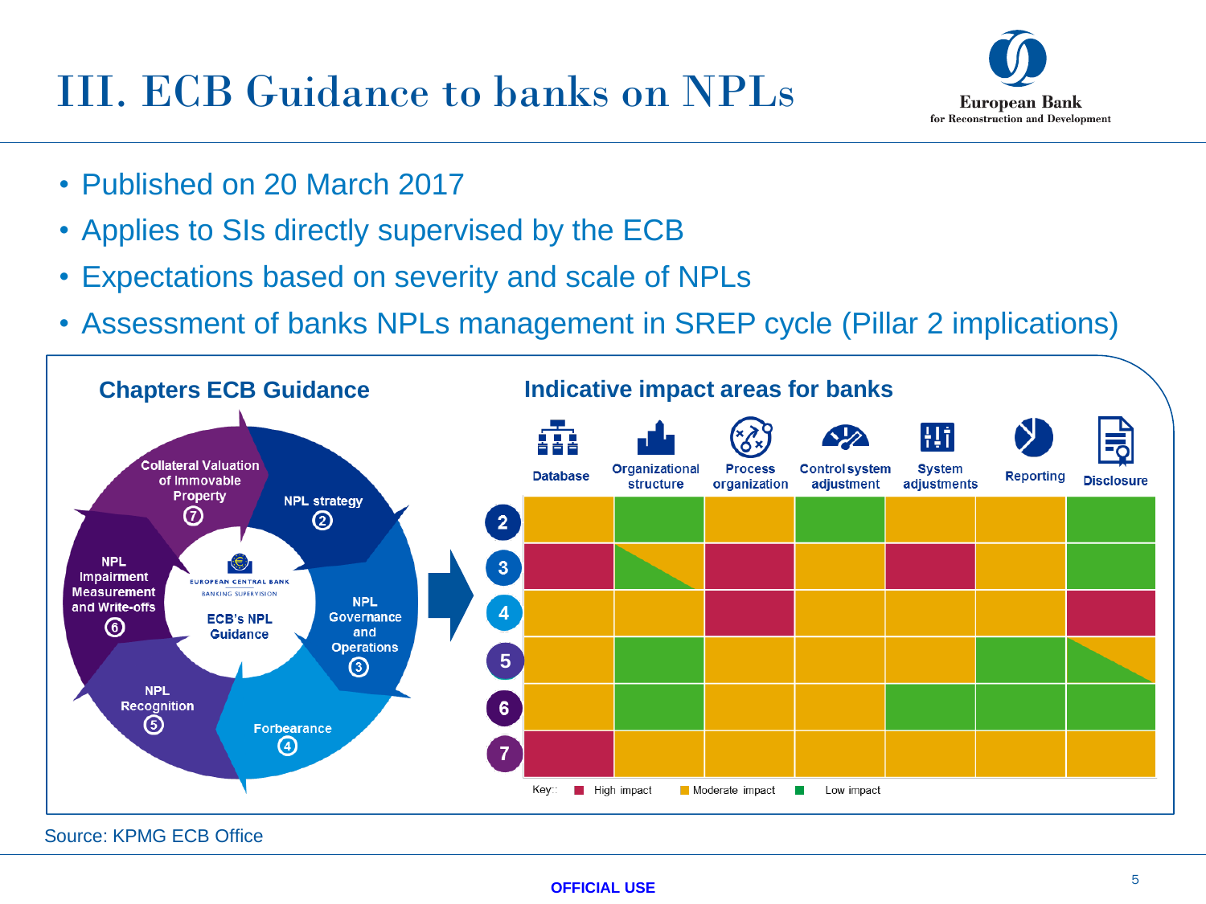# III. ECB Guidance to banks on NPLs

- Published on 20 March 2017
- Applies to SIs directly supervised by the ECB
- Expectations based on severity and scale of NPLs
- Assessment of banks NPLs management in SREP cycle (Pillar 2 implications)

## Chapters ECB Guidance

ECB's NPL Guidance

1. NPL strategy (2)
2. NPL Governance and Operations (3)
3. Forbearance (4)
4. NPL Recognition (5)
5. NPL Impairment Measurement and Write-offs (6)
6. Collateral Valuation of Immovable Property (7)

## Indicative impact areas for banks

| Chapter | Database | Organizational structure | Process organization | Control system adjustment | System adjustments | Reporting | Disclosure |
|---|---|---|---|---|---|---|---|
| 2 | Moderate impact | Low impact | Moderate impact | Low impact | Moderate impact | Moderate impact | Low impact |
| 3 | High impact | Low / Moderate impact | High impact | Moderate impact | High impact | Moderate impact | Low impact |
| 4 | Moderate impact | Moderate impact | High impact | Moderate impact | Moderate impact | Moderate impact | High impact |
| 5 | Moderate impact | Low impact | Moderate impact | Moderate impact | Moderate impact | Low impact | Low / Moderate impact |
| 6 | Moderate impact | Low impact | Moderate impact | Moderate impact | Low impact | Low impact | Low impact |
| 7 | High impact | Moderate impact | Moderate impact | Moderate impact | Moderate impact | Moderate impact | Moderate impact |

Key: High impact, Moderate impact, Low impact

Source: KPMG ECB Office

OFFICIAL USE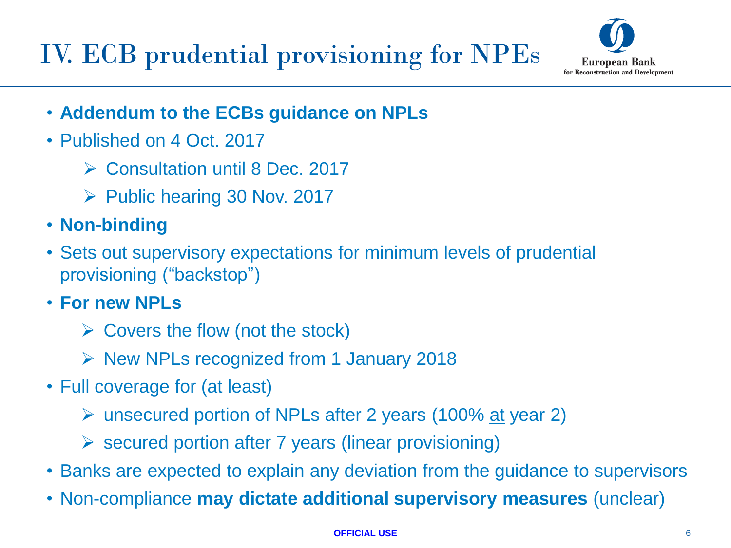# IV. ECB prudential provisioning for NPEs

- **Addendum to the ECBs guidance on NPLs**
- Published on 4 Oct. 2017
  - Consultation until 8 Dec. 2017
  - Public hearing 30 Nov. 2017
- **Non-binding**
- Sets out supervisory expectations for minimum levels of prudential provisioning ("backstop")
- **For new NPLs**
  - Covers the flow (not the stock)
  - New NPLs recognized from 1 January 2018
- Full coverage for (at least)
  - unsecured portion of NPLs after 2 years (100% at year 2)
  - secured portion after 7 years (linear provisioning)
- Banks are expected to explain any deviation from the guidance to supervisors
- Non-compliance **may dictate additional supervisory measures** (unclear)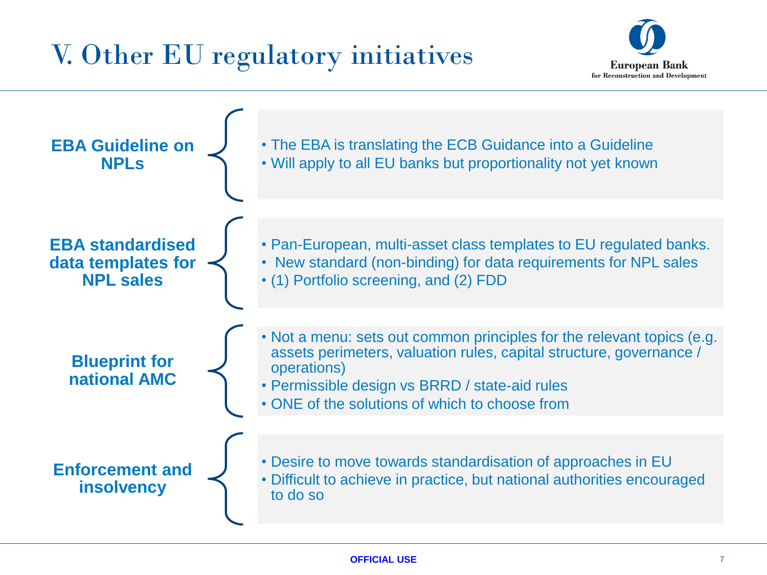# V. Other EU regulatory initiatives

**EBA Guideline on NPLs**

- The EBA is translating the ECB Guidance into a Guideline
- Will apply to all EU banks but proportionality not yet known

**EBA standardised data templates for NPL sales**

- Pan-European, multi-asset class templates to EU regulated banks.
- New standard (non-binding) for data requirements for NPL sales
- (1) Portfolio screening, and (2) FDD

**Blueprint for national AMC**

- Not a menu: sets out common principles for the relevant topics (e.g. assets perimeters, valuation rules, capital structure, governance / operations)
- Permissible design vs BRRD / state-aid rules
- ONE of the solutions of which to choose from

**Enforcement and insolvency**

- Desire to move towards standardisation of approaches in EU
- Difficult to achieve in practice, but national authorities encouraged to do so

OFFICIAL USE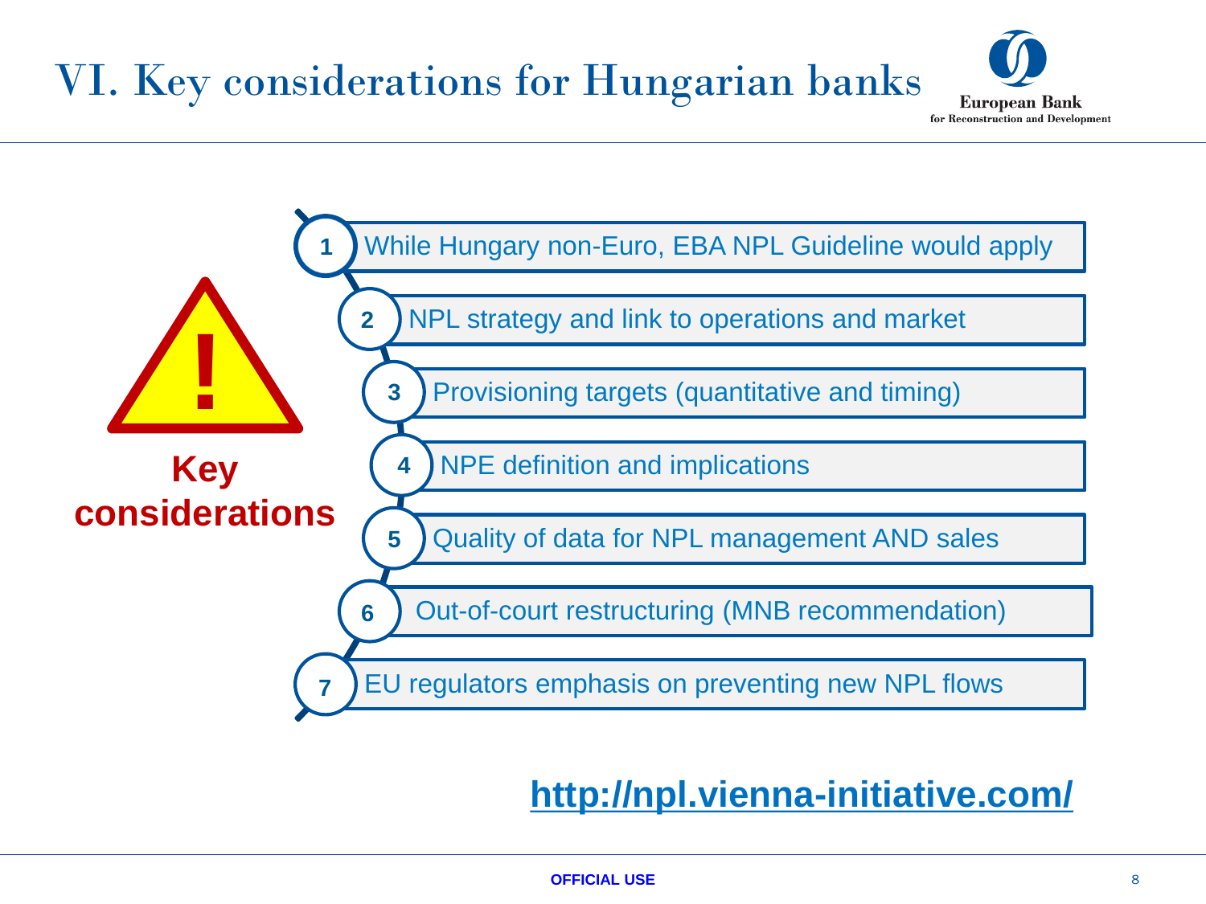# VI. Key considerations for Hungarian banks

**Key considerations**

1. While Hungary non-Euro, EBA NPL Guideline would apply
2. NPL strategy and link to operations and market
3. Provisioning targets (quantitative and timing)
4. NPE definition and implications
5. Quality of data for NPL management AND sales
6. Out-of-court restructuring (MNB recommendation)
7. EU regulators emphasis on preventing new NPL flows

**http://npl.vienna-initiative.com/**

OFFICIAL USE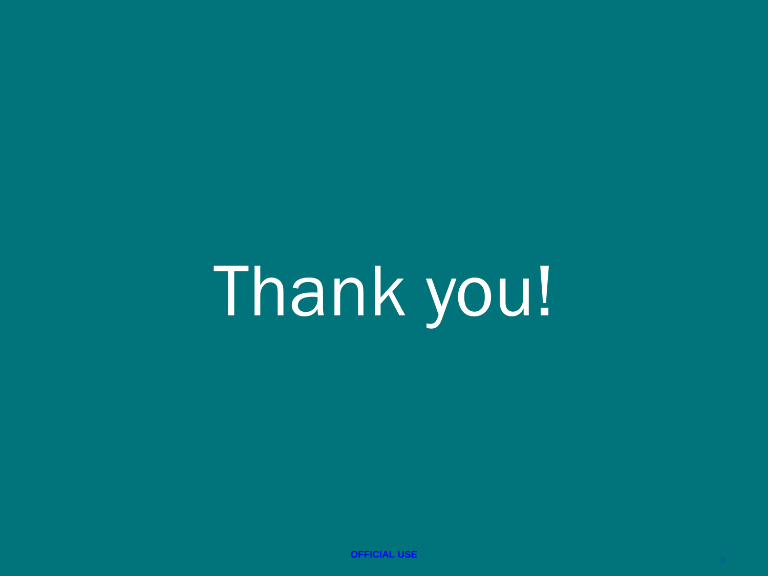# Thank you!

OFFICIAL USE